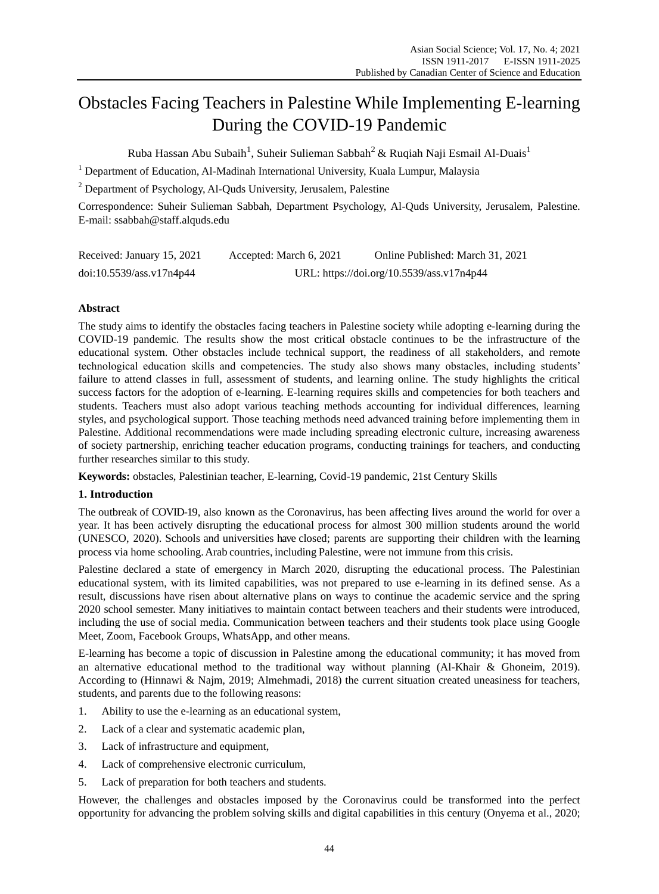# Obstacles Facing Teachers in Palestine While Implementing E-learning During the COVID-19 Pandemic

Ruba Hassan Abu Subaih[1], Suheir Sulieman Sabbah[2] & Ruqiah Naji Esmail Al-Duais[1]

[1] Department of Education, Al-Madinah International University, Kuala Lumpur, Malaysia

[2] Department of Psychology, Al-Quds University, Jerusalem, Palestine

Correspondence: Suheir Sulieman Sabbah, Department Psychology, Al-Quds University, Jerusalem, Palestine. E-mail: ssabbah@staff.alquds.edu

Received: January 15, 2021 Accepted: March 6, 2021 Online Published: March 31, 2021

doi:10.5539/ass.v17n4p44 URL: https://doi.org/10.5539/ass.v17n4p44

## Abstract

The study aims to identify the obstacles facing teachers in Palestine society while adopting e-learning during the COVID-19 pandemic. The results show the most critical obstacle continues to be the infrastructure of the educational system. Other obstacles include technical support, the readiness of all stakeholders, and remote technological education skills and competencies. The study also shows many obstacles, including students' failure to attend classes in full, assessment of students, and learning online. The study highlights the critical success factors for the adoption of e-learning. E-learning requires skills and competencies for both teachers and students. Teachers must also adopt various teaching methods accounting for individual differences, learning styles, and psychological support. Those teaching methods need advanced training before implementing them in Palestine. Additional recommendations were made including spreading electronic culture, increasing awareness of society partnership, enriching teacher education programs, conducting trainings for teachers, and conducting further researches similar to this study.

**Keywords:** obstacles, Palestinian teacher, E-learning, Covid-19 pandemic, 21st Century Skills

## 1. Introduction

The outbreak of COVID-19, also known as the Coronavirus, has been affecting lives around the world for over a year. It has been actively disrupting the educational process for almost 300 million students around the world (UNESCO, 2020). Schools and universities have closed; parents are supporting their children with the learning process via home schooling. Arab countries, including Palestine, were not immune from this crisis.

Palestine declared a state of emergency in March 2020, disrupting the educational process. The Palestinian educational system, with its limited capabilities, was not prepared to use e-learning in its defined sense. As a result, discussions have risen about alternative plans on ways to continue the academic service and the spring 2020 school semester. Many initiatives to maintain contact between teachers and their students were introduced, including the use of social media. Communication between teachers and their students took place using Google Meet, Zoom, Facebook Groups, WhatsApp, and other means.

E-learning has become a topic of discussion in Palestine among the educational community; it has moved from an alternative educational method to the traditional way without planning (Al-Khair & Ghoneim, 2019). According to (Hinnawi & Najm, 2019; Almehmadi, 2018) the current situation created uneasiness for teachers, students, and parents due to the following reasons:

1. Ability to use the e-learning as an educational system,
2. Lack of a clear and systematic academic plan,
3. Lack of infrastructure and equipment,
4. Lack of comprehensive electronic curriculum,
5. Lack of preparation for both teachers and students.

However, the challenges and obstacles imposed by the Coronavirus could be transformed into the perfect opportunity for advancing the problem solving skills and digital capabilities in this century (Onyema et al., 2020;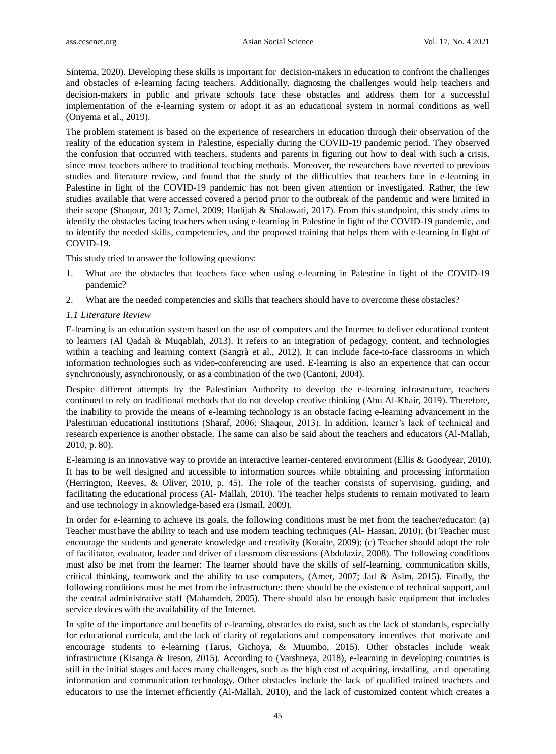Sintema, 2020). Developing these skills is important for decision-makers in education to confront the challenges and obstacles of e-learning facing teachers. Additionally, diagnosing the challenges would help teachers and decision-makers in public and private schools face these obstacles and address them for a successful implementation of the e-learning system or adopt it as an educational system in normal conditions as well (Onyema et al., 2019).

The problem statement is based on the experience of researchers in education through their observation of the reality of the education system in Palestine, especially during the COVID-19 pandemic period. They observed the confusion that occurred with teachers, students and parents in figuring out how to deal with such a crisis, since most teachers adhere to traditional teaching methods. Moreover, the researchers have reverted to previous studies and literature review, and found that the study of the difficulties that teachers face in e-learning in Palestine in light of the COVID-19 pandemic has not been given attention or investigated. Rather, the few studies available that were accessed covered a period prior to the outbreak of the pandemic and were limited in their scope (Shaqour, 2013; Zamel, 2009; Hadijah & Shalawati, 2017). From this standpoint, this study aims to identify the obstacles facing teachers when using e-learning in Palestine in light of the COVID-19 pandemic, and to identify the needed skills, competencies, and the proposed training that helps them with e-learning in light of COVID-19.

This study tried to answer the following questions:

1. What are the obstacles that teachers face when using e-learning in Palestine in light of the COVID-19 pandemic?
2. What are the needed competencies and skills that teachers should have to overcome these obstacles?

### *1.1 Literature Review*

E-learning is an education system based on the use of computers and the Internet to deliver educational content to learners (Al Qadah & Muqablah, 2013). It refers to an integration of pedagogy, content, and technologies within a teaching and learning context (Sangrà et al., 2012). It can include face-to-face classrooms in which information technologies such as video-conferencing are used. E-learning is also an experience that can occur synchronously, asynchronously, or as a combination of the two (Cantoni, 2004).

Despite different attempts by the Palestinian Authority to develop the e-learning infrastructure, teachers continued to rely on traditional methods that do not develop creative thinking (Abu Al-Khair, 2019). Therefore, the inability to provide the means of e-learning technology is an obstacle facing e-learning advancement in the Palestinian educational institutions (Sharaf, 2006; Shaqour, 2013). In addition, learner's lack of technical and research experience is another obstacle. The same can also be said about the teachers and educators (Al-Mallah, 2010, p. 80).

E-learning is an innovative way to provide an interactive learner-centered environment (Ellis & Goodyear, 2010). It has to be well designed and accessible to information sources while obtaining and processing information (Herrington, Reeves, & Oliver, 2010, p. 45). The role of the teacher consists of supervising, guiding, and facilitating the educational process (Al- Mallah, 2010). The teacher helps students to remain motivated to learn and use technology in a knowledge-based era (Ismail, 2009).

In order for e-learning to achieve its goals, the following conditions must be met from the teacher/educator: (a) Teacher must have the ability to teach and use modern teaching techniques (Al- Hassan, 2010); (b) Teacher must encourage the students and generate knowledge and creativity (Kotaite, 2009); (c) Teacher should adopt the role of facilitator, evaluator, leader and driver of classroom discussions (Abdulaziz, 2008). The following conditions must also be met from the learner: The learner should have the skills of self-learning, communication skills, critical thinking, teamwork and the ability to use computers, (Amer, 2007; Jad & Asim, 2015). Finally, the following conditions must be met from the infrastructure: there should be the existence of technical support, and the central administrative staff (Mahamdeh, 2005). There should also be enough basic equipment that includes service devices with the availability of the Internet.

In spite of the importance and benefits of e-learning, obstacles do exist, such as the lack of standards, especially for educational curricula, and the lack of clarity of regulations and compensatory incentives that motivate and encourage students to e-learning (Tarus, Gichoya, & Muumbo, 2015). Other obstacles include weak infrastructure (Kisanga & Ireson, 2015). According to (Varshneya, 2018), e-learning in developing countries is still in the initial stages and faces many challenges, such as the high cost of acquiring, installing, and operating information and communication technology. Other obstacles include the lack of qualified trained teachers and educators to use the Internet efficiently (Al-Mallah, 2010), and the lack of customized content which creates a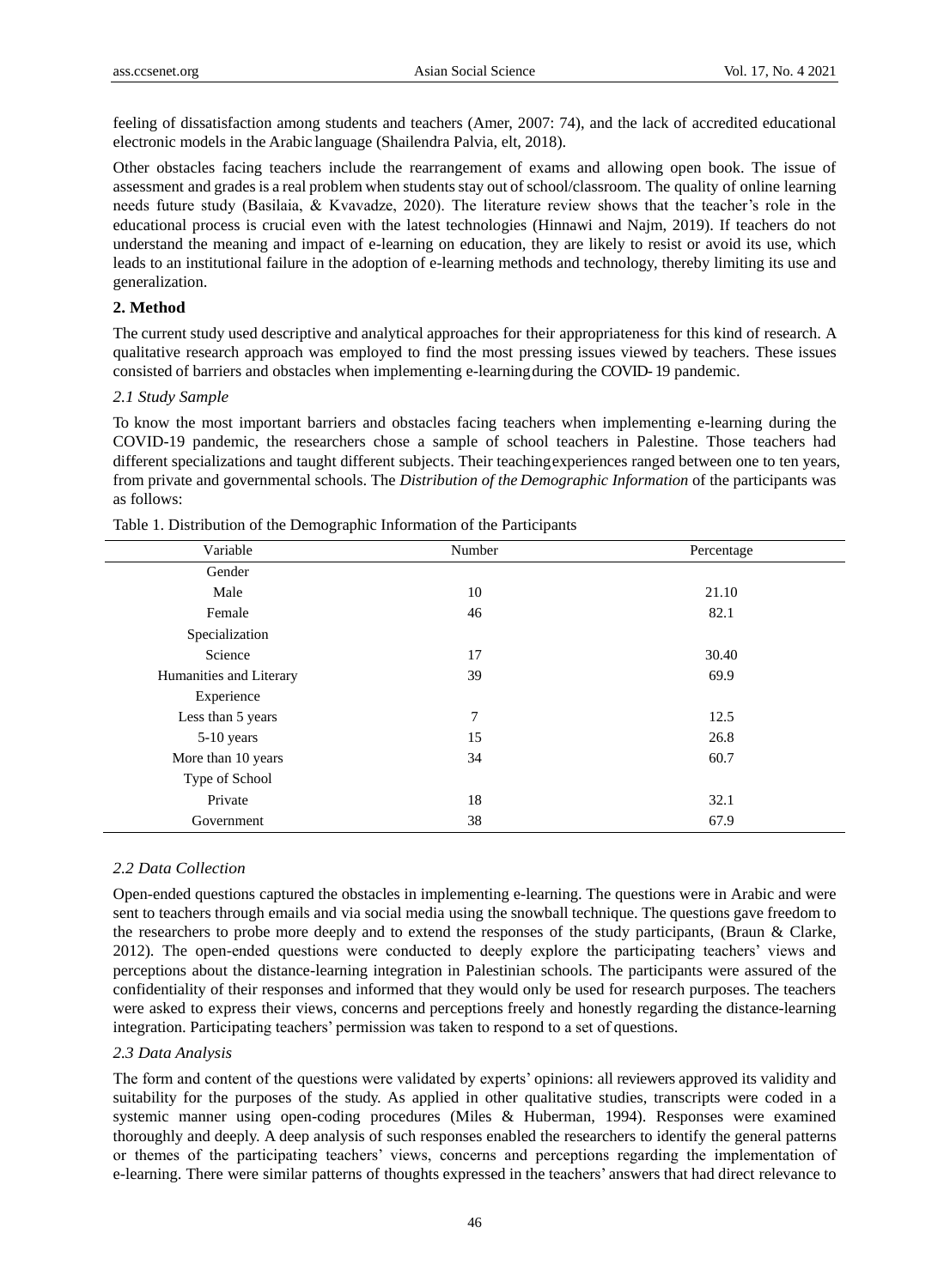feeling of dissatisfaction among students and teachers (Amer, 2007: 74), and the lack of accredited educational electronic models in the Arabic language (Shailendra Palvia, elt, 2018).

Other obstacles facing teachers include the rearrangement of exams and allowing open book. The issue of assessment and grades is a real problem when students stay out of school/classroom. The quality of online learning needs future study (Basilaia, & Kvavadze, 2020). The literature review shows that the teacher's role in the educational process is crucial even with the latest technologies (Hinnawi and Najm, 2019). If teachers do not understand the meaning and impact of e-learning on education, they are likely to resist or avoid its use, which leads to an institutional failure in the adoption of e-learning methods and technology, thereby limiting its use and generalization.

## 2. Method

The current study used descriptive and analytical approaches for their appropriateness for this kind of research. A qualitative research approach was employed to find the most pressing issues viewed by teachers. These issues consisted of barriers and obstacles when implementing e-learning during the COVID-19 pandemic.

### *2.1 Study Sample*

To know the most important barriers and obstacles facing teachers when implementing e-learning during the COVID-19 pandemic, the researchers chose a sample of school teachers in Palestine. Those teachers had different specializations and taught different subjects. Their teaching experiences ranged between one to ten years, from private and governmental schools. The *Distribution of the Demographic Information* of the participants was as follows:

Table 1. Distribution of the Demographic Information of the Participants

| Variable | Number | Percentage |
|---|---|---|
| Gender | | |
| Male | 10 | 21.10 |
| Female | 46 | 82.1 |
| Specialization | | |
| Science | 17 | 30.40 |
| Humanities and Literary | 39 | 69.9 |
| Experience | | |
| Less than 5 years | 7 | 12.5 |
| 5-10 years | 15 | 26.8 |
| More than 10 years | 34 | 60.7 |
| Type of School | | |
| Private | 18 | 32.1 |
| Government | 38 | 67.9 |

### *2.2 Data Collection*

Open-ended questions captured the obstacles in implementing e-learning. The questions were in Arabic and were sent to teachers through emails and via social media using the snowball technique. The questions gave freedom to the researchers to probe more deeply and to extend the responses of the study participants, (Braun & Clarke, 2012). The open-ended questions were conducted to deeply explore the participating teachers' views and perceptions about the distance-learning integration in Palestinian schools. The participants were assured of the confidentiality of their responses and informed that they would only be used for research purposes. The teachers were asked to express their views, concerns and perceptions freely and honestly regarding the distance-learning integration. Participating teachers' permission was taken to respond to a set of questions.

### *2.3 Data Analysis*

The form and content of the questions were validated by experts' opinions: all reviewers approved its validity and suitability for the purposes of the study. As applied in other qualitative studies, transcripts were coded in a systemic manner using open-coding procedures (Miles & Huberman, 1994). Responses were examined thoroughly and deeply. A deep analysis of such responses enabled the researchers to identify the general patterns or themes of the participating teachers' views, concerns and perceptions regarding the implementation of e-learning. There were similar patterns of thoughts expressed in the teachers' answers that had direct relevance to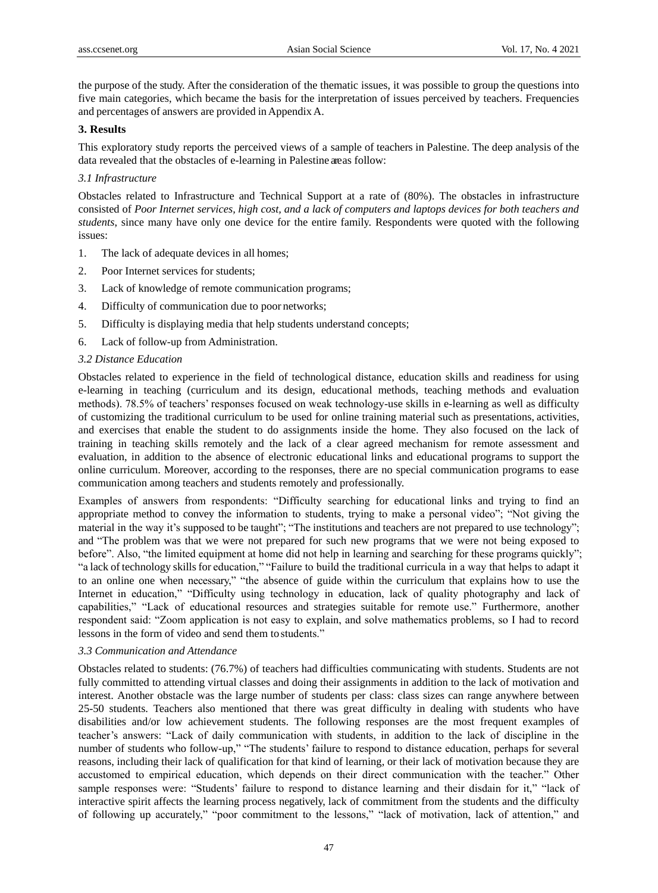the purpose of the study. After the consideration of the thematic issues, it was possible to group the questions into five main categories, which became the basis for the interpretation of issues perceived by teachers. Frequencies and percentages of answers are provided in Appendix A.

## 3. Results

This exploratory study reports the perceived views of a sample of teachers in Palestine. The deep analysis of the data revealed that the obstacles of e-learning in Palestine are as follow:

### *3.1 Infrastructure*

Obstacles related to Infrastructure and Technical Support at a rate of (80%). The obstacles in infrastructure consisted of *Poor Internet services, high cost, and a lack of computers and laptops devices for both teachers and students*, since many have only one device for the entire family. Respondents were quoted with the following issues:

1. The lack of adequate devices in all homes;
2. Poor Internet services for students;
3. Lack of knowledge of remote communication programs;
4. Difficulty of communication due to poor networks;
5. Difficulty is displaying media that help students understand concepts;
6. Lack of follow-up from Administration.

### *3.2 Distance Education*

Obstacles related to experience in the field of technological distance, education skills and readiness for using e-learning in teaching (curriculum and its design, educational methods, teaching methods and evaluation methods). 78.5% of teachers' responses focused on weak technology-use skills in e-learning as well as difficulty of customizing the traditional curriculum to be used for online training material such as presentations, activities, and exercises that enable the student to do assignments inside the home. They also focused on the lack of training in teaching skills remotely and the lack of a clear agreed mechanism for remote assessment and evaluation, in addition to the absence of electronic educational links and educational programs to support the online curriculum. Moreover, according to the responses, there are no special communication programs to ease communication among teachers and students remotely and professionally.

Examples of answers from respondents: "Difficulty searching for educational links and trying to find an appropriate method to convey the information to students, trying to make a personal video"; "Not giving the material in the way it's supposed to be taught"; "The institutions and teachers are not prepared to use technology"; and "The problem was that we were not prepared for such new programs that we were not being exposed to before". Also, "the limited equipment at home did not help in learning and searching for these programs quickly"; "a lack of technology skills for education," "Failure to build the traditional curricula in a way that helps to adapt it to an online one when necessary," "the absence of guide within the curriculum that explains how to use the Internet in education," "Difficulty using technology in education, lack of quality photography and lack of capabilities," "Lack of educational resources and strategies suitable for remote use." Furthermore, another respondent said: "Zoom application is not easy to explain, and solve mathematics problems, so I had to record lessons in the form of video and send them to students."

### *3.3 Communication and Attendance*

Obstacles related to students: (76.7%) of teachers had difficulties communicating with students. Students are not fully committed to attending virtual classes and doing their assignments in addition to the lack of motivation and interest. Another obstacle was the large number of students per class: class sizes can range anywhere between 25-50 students. Teachers also mentioned that there was great difficulty in dealing with students who have disabilities and/or low achievement students. The following responses are the most frequent examples of teacher's answers: "Lack of daily communication with students, in addition to the lack of discipline in the number of students who follow-up," "The students' failure to respond to distance education, perhaps for several reasons, including their lack of qualification for that kind of learning, or their lack of motivation because they are accustomed to empirical education, which depends on their direct communication with the teacher." Other sample responses were: "Students' failure to respond to distance learning and their disdain for it," "lack of interactive spirit affects the learning process negatively, lack of commitment from the students and the difficulty of following up accurately," "poor commitment to the lessons," "lack of motivation, lack of attention," and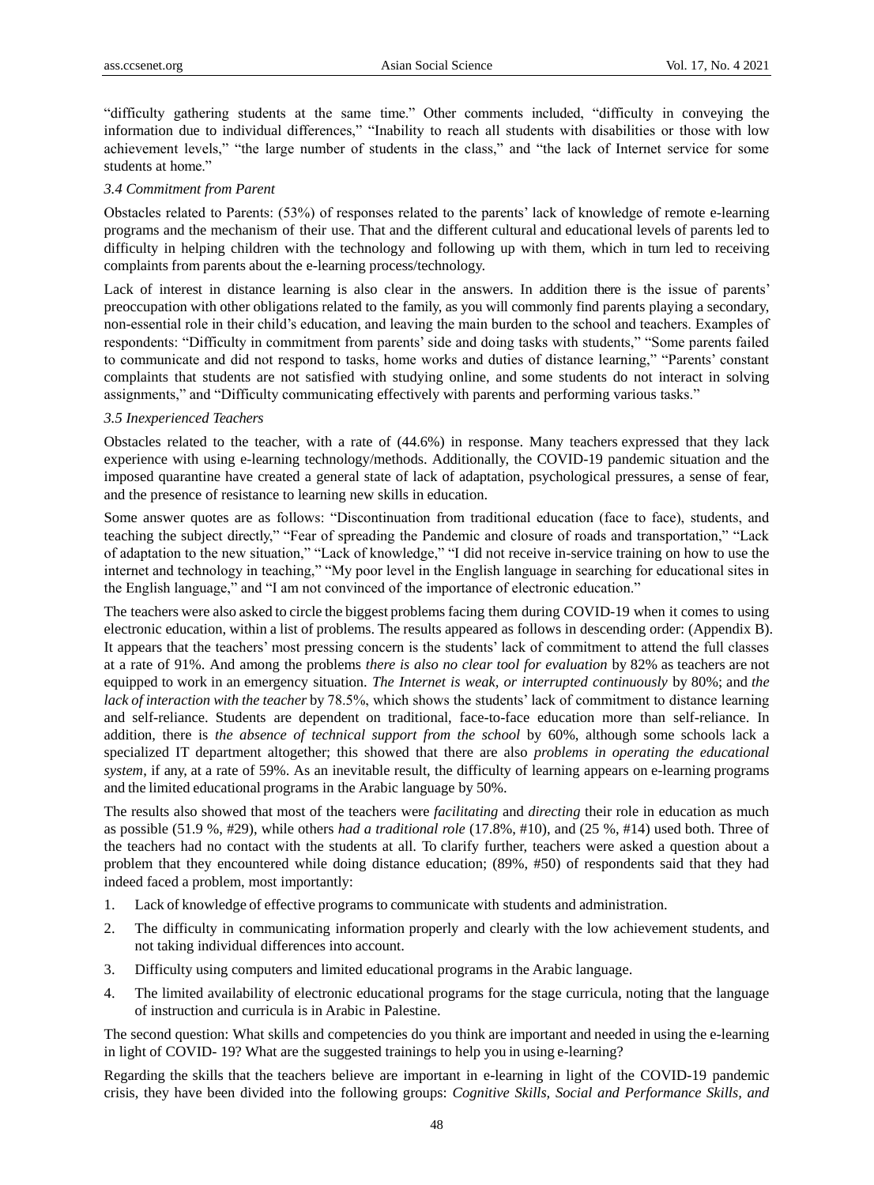"difficulty gathering students at the same time." Other comments included, "difficulty in conveying the information due to individual differences," "Inability to reach all students with disabilities or those with low achievement levels," "the large number of students in the class," and "the lack of Internet service for some students at home."

### *3.4 Commitment from Parent*

Obstacles related to Parents: (53%) of responses related to the parents' lack of knowledge of remote e-learning programs and the mechanism of their use. That and the different cultural and educational levels of parents led to difficulty in helping children with the technology and following up with them, which in turn led to receiving complaints from parents about the e-learning process/technology.

Lack of interest in distance learning is also clear in the answers. In addition there is the issue of parents' preoccupation with other obligations related to the family, as you will commonly find parents playing a secondary, non-essential role in their child's education, and leaving the main burden to the school and teachers. Examples of respondents: "Difficulty in commitment from parents' side and doing tasks with students," "Some parents failed to communicate and did not respond to tasks, home works and duties of distance learning," "Parents' constant complaints that students are not satisfied with studying online, and some students do not interact in solving assignments," and "Difficulty communicating effectively with parents and performing various tasks."

### *3.5 Inexperienced Teachers*

Obstacles related to the teacher, with a rate of (44.6%) in response. Many teachers expressed that they lack experience with using e-learning technology/methods. Additionally, the COVID-19 pandemic situation and the imposed quarantine have created a general state of lack of adaptation, psychological pressures, a sense of fear, and the presence of resistance to learning new skills in education.

Some answer quotes are as follows: "Discontinuation from traditional education (face to face), students, and teaching the subject directly," "Fear of spreading the Pandemic and closure of roads and transportation," "Lack of adaptation to the new situation," "Lack of knowledge," "I did not receive in-service training on how to use the internet and technology in teaching," "My poor level in the English language in searching for educational sites in the English language," and "I am not convinced of the importance of electronic education."

The teachers were also asked to circle the biggest problems facing them during COVID-19 when it comes to using electronic education, within a list of problems. The results appeared as follows in descending order: (Appendix B). It appears that the teachers' most pressing concern is the students' lack of commitment to attend the full classes at a rate of 91%. And among the problems *there is also no clear tool for evaluation* by 82% as teachers are not equipped to work in an emergency situation. *The Internet is weak, or interrupted continuously* by 80%; and *the lack of interaction with the teacher* by 78.5%, which shows the students' lack of commitment to distance learning and self-reliance. Students are dependent on traditional, face-to-face education more than self-reliance. In addition, there is *the absence of technical support from the school* by 60%, although some schools lack a specialized IT department altogether; this showed that there are also *problems in operating the educational system*, if any, at a rate of 59%. As an inevitable result, the difficulty of learning appears on e-learning programs and the limited educational programs in the Arabic language by 50%.

The results also showed that most of the teachers were *facilitating* and *directing* their role in education as much as possible (51.9 %, #29), while others *had a traditional role* (17.8%, #10), and (25 %, #14) used both. Three of the teachers had no contact with the students at all. To clarify further, teachers were asked a question about a problem that they encountered while doing distance education; (89%, #50) of respondents said that they had indeed faced a problem, most importantly:

1. Lack of knowledge of effective programs to communicate with students and administration.
2. The difficulty in communicating information properly and clearly with the low achievement students, and not taking individual differences into account.
3. Difficulty using computers and limited educational programs in the Arabic language.
4. The limited availability of electronic educational programs for the stage curricula, noting that the language of instruction and curricula is in Arabic in Palestine.

The second question: What skills and competencies do you think are important and needed in using the e-learning in light of COVID- 19? What are the suggested trainings to help you in using e-learning?

Regarding the skills that the teachers believe are important in e-learning in light of the COVID-19 pandemic crisis, they have been divided into the following groups: *Cognitive Skills, Social and Performance Skills, and*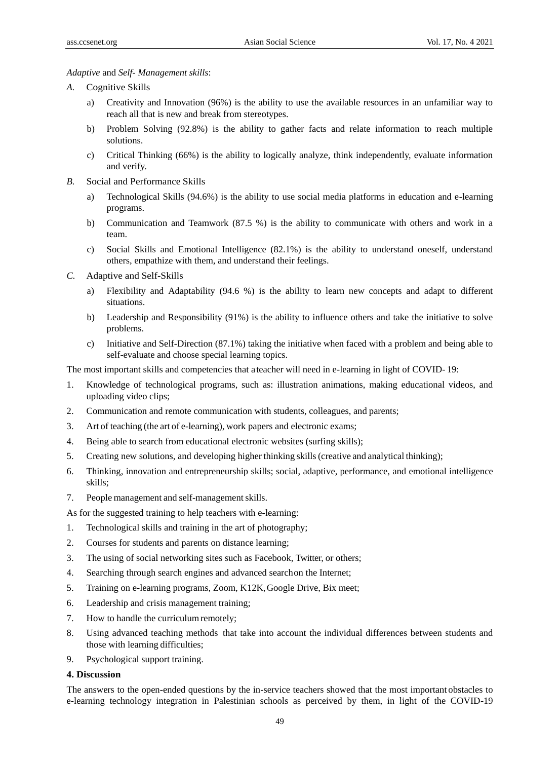*Adaptive* and *Self- Management skills*:

*A.* Cognitive Skills

a) Creativity and Innovation (96%) is the ability to use the available resources in an unfamiliar way to reach all that is new and break from stereotypes.

b) Problem Solving (92.8%) is the ability to gather facts and relate information to reach multiple solutions.

c) Critical Thinking (66%) is the ability to logically analyze, think independently, evaluate information and verify.

*B.* Social and Performance Skills

a) Technological Skills (94.6%) is the ability to use social media platforms in education and e-learning programs.

b) Communication and Teamwork (87.5 %) is the ability to communicate with others and work in a team.

c) Social Skills and Emotional Intelligence (82.1%) is the ability to understand oneself, understand others, empathize with them, and understand their feelings.

*C.* Adaptive and Self-Skills

a) Flexibility and Adaptability (94.6 %) is the ability to learn new concepts and adapt to different situations.

b) Leadership and Responsibility (91%) is the ability to influence others and take the initiative to solve problems.

c) Initiative and Self-Direction (87.1%) taking the initiative when faced with a problem and being able to self-evaluate and choose special learning topics.

The most important skills and competencies that a teacher will need in e-learning in light of COVID- 19:

1. Knowledge of technological programs, such as: illustration animations, making educational videos, and uploading video clips;
2. Communication and remote communication with students, colleagues, and parents;
3. Art of teaching (the art of e-learning), work papers and electronic exams;
4. Being able to search from educational electronic websites (surfing skills);
5. Creating new solutions, and developing higher thinking skills (creative and analytical thinking);
6. Thinking, innovation and entrepreneurship skills; social, adaptive, performance, and emotional intelligence skills;
7. People management and self-management skills.

As for the suggested training to help teachers with e-learning:

1. Technological skills and training in the art of photography;
2. Courses for students and parents on distance learning;
3. The using of social networking sites such as Facebook, Twitter, or others;
4. Searching through search engines and advanced search on the Internet;
5. Training on e-learning programs, Zoom, K12K, Google Drive, Bix meet;
6. Leadership and crisis management training;
7. How to handle the curriculum remotely;
8. Using advanced teaching methods that take into account the individual differences between students and those with learning difficulties;
9. Psychological support training.

## 4. Discussion

The answers to the open-ended questions by the in-service teachers showed that the most important obstacles to e-learning technology integration in Palestinian schools as perceived by them, in light of the COVID-19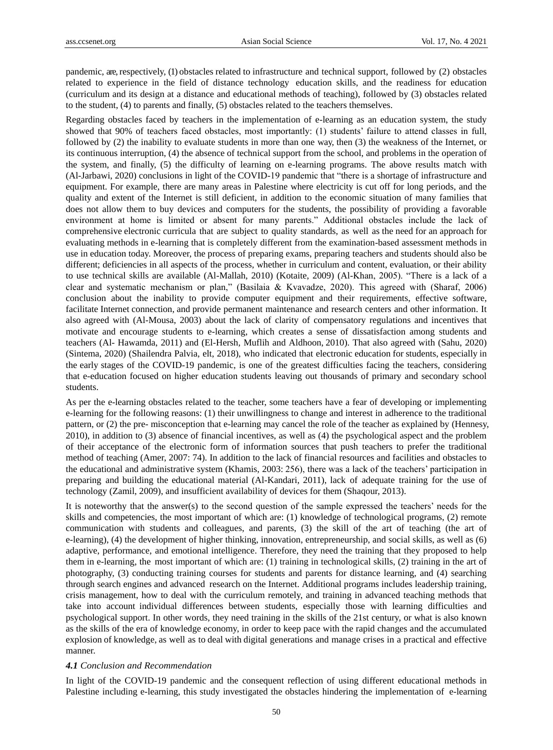pandemic, are, respectively, (1) obstacles related to infrastructure and technical support, followed by (2) obstacles related to experience in the field of distance technology education skills, and the readiness for education (curriculum and its design at a distance and educational methods of teaching), followed by (3) obstacles related to the student, (4) to parents and finally, (5) obstacles related to the teachers themselves.

Regarding obstacles faced by teachers in the implementation of e-learning as an education system, the study showed that 90% of teachers faced obstacles, most importantly: (1) students' failure to attend classes in full, followed by (2) the inability to evaluate students in more than one way, then (3) the weakness of the Internet, or its continuous interruption, (4) the absence of technical support from the school, and problems in the operation of the system, and finally, (5) the difficulty of learning on e-learning programs. The above results match with (Al-Jarbawi, 2020) conclusions in light of the COVID-19 pandemic that "there is a shortage of infrastructure and equipment. For example, there are many areas in Palestine where electricity is cut off for long periods, and the quality and extent of the Internet is still deficient, in addition to the economic situation of many families that does not allow them to buy devices and computers for the students, the possibility of providing a favorable environment at home is limited or absent for many parents." Additional obstacles include the lack of comprehensive electronic curricula that are subject to quality standards, as well as the need for an approach for evaluating methods in e-learning that is completely different from the examination-based assessment methods in use in education today. Moreover, the process of preparing exams, preparing teachers and students should also be different; deficiencies in all aspects of the process, whether in curriculum and content, evaluation, or their ability to use technical skills are available (Al-Mallah, 2010) (Kotaite, 2009) (Al-Khan, 2005). "There is a lack of a clear and systematic mechanism or plan," (Basilaia & Kvavadze, 2020). This agreed with (Sharaf, 2006) conclusion about the inability to provide computer equipment and their requirements, effective software, facilitate Internet connection, and provide permanent maintenance and research centers and other information. It also agreed with (Al-Mousa, 2003) about the lack of clarity of compensatory regulations and incentives that motivate and encourage students to e-learning, which creates a sense of dissatisfaction among students and teachers (Al- Hawamda, 2011) and (El-Hersh, Muflih and Aldhoon, 2010). That also agreed with (Sahu, 2020) (Sintema, 2020) (Shailendra Palvia, elt, 2018), who indicated that electronic education for students, especially in the early stages of the COVID-19 pandemic, is one of the greatest difficulties facing the teachers, considering that e-education focused on higher education students leaving out thousands of primary and secondary school students.

As per the e-learning obstacles related to the teacher, some teachers have a fear of developing or implementing e-learning for the following reasons: (1) their unwillingness to change and interest in adherence to the traditional pattern, or (2) the pre- misconception that e-learning may cancel the role of the teacher as explained by (Hennesy, 2010), in addition to (3) absence of financial incentives, as well as (4) the psychological aspect and the problem of their acceptance of the electronic form of information sources that push teachers to prefer the traditional method of teaching (Amer, 2007: 74). In addition to the lack of financial resources and facilities and obstacles to the educational and administrative system (Khamis, 2003: 256), there was a lack of the teachers' participation in preparing and building the educational material (Al-Kandari, 2011), lack of adequate training for the use of technology (Zamil, 2009), and insufficient availability of devices for them (Shaqour, 2013).

It is noteworthy that the answer(s) to the second question of the sample expressed the teachers' needs for the skills and competencies, the most important of which are: (1) knowledge of technological programs, (2) remote communication with students and colleagues, and parents, (3) the skill of the art of teaching (the art of e-learning), (4) the development of higher thinking, innovation, entrepreneurship, and social skills, as well as (6) adaptive, performance, and emotional intelligence. Therefore, they need the training that they proposed to help them in e-learning, the most important of which are: (1) training in technological skills, (2) training in the art of photography, (3) conducting training courses for students and parents for distance learning, and (4) searching through search engines and advanced research on the Internet. Additional programs includes leadership training, crisis management, how to deal with the curriculum remotely, and training in advanced teaching methods that take into account individual differences between students, especially those with learning difficulties and psychological support. In other words, they need training in the skills of the 21st century, or what is also known as the skills of the era of knowledge economy, in order to keep pace with the rapid changes and the accumulated explosion of knowledge, as well as to deal with digital generations and manage crises in a practical and effective manner.

### *4.1 Conclusion and Recommendation*

In light of the COVID-19 pandemic and the consequent reflection of using different educational methods in Palestine including e-learning, this study investigated the obstacles hindering the implementation of e-learning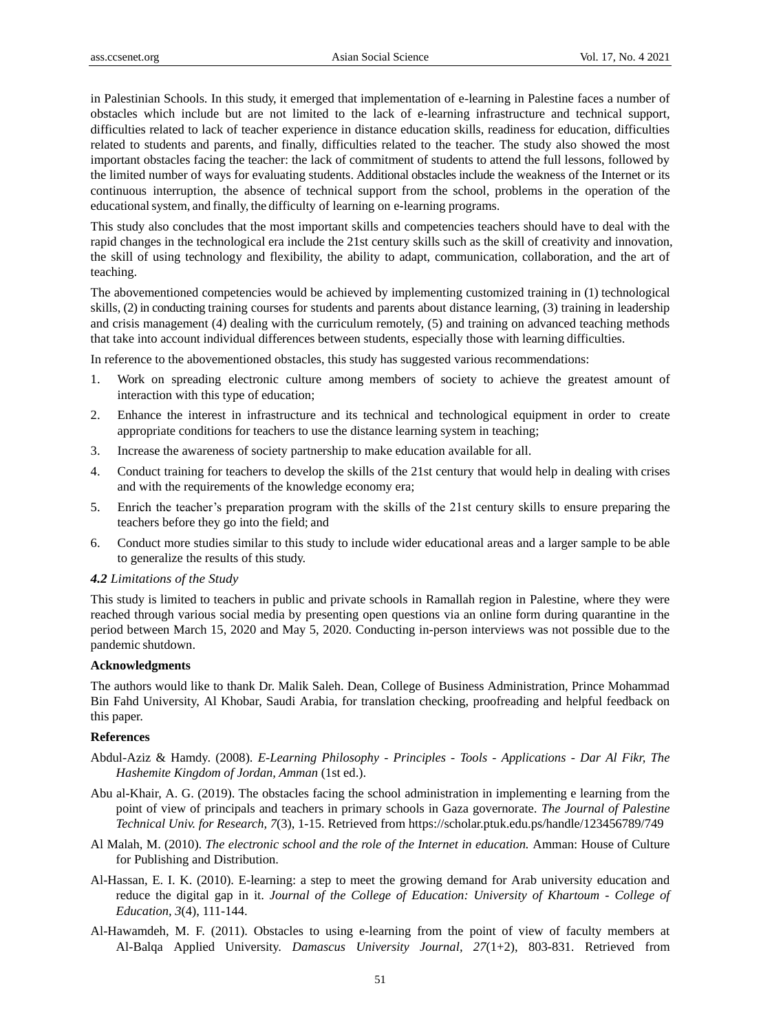in Palestinian Schools. In this study, it emerged that implementation of e-learning in Palestine faces a number of obstacles which include but are not limited to the lack of e-learning infrastructure and technical support, difficulties related to lack of teacher experience in distance education skills, readiness for education, difficulties related to students and parents, and finally, difficulties related to the teacher. The study also showed the most important obstacles facing the teacher: the lack of commitment of students to attend the full lessons, followed by the limited number of ways for evaluating students. Additional obstacles include the weakness of the Internet or its continuous interruption, the absence of technical support from the school, problems in the operation of the educational system, and finally, the difficulty of learning on e-learning programs.

This study also concludes that the most important skills and competencies teachers should have to deal with the rapid changes in the technological era include the 21st century skills such as the skill of creativity and innovation, the skill of using technology and flexibility, the ability to adapt, communication, collaboration, and the art of teaching.

The abovementioned competencies would be achieved by implementing customized training in (1) technological skills, (2) in conducting training courses for students and parents about distance learning, (3) training in leadership and crisis management (4) dealing with the curriculum remotely, (5) and training on advanced teaching methods that take into account individual differences between students, especially those with learning difficulties.

In reference to the abovementioned obstacles, this study has suggested various recommendations:

1. Work on spreading electronic culture among members of society to achieve the greatest amount of interaction with this type of education;
2. Enhance the interest in infrastructure and its technical and technological equipment in order to create appropriate conditions for teachers to use the distance learning system in teaching;
3. Increase the awareness of society partnership to make education available for all.
4. Conduct training for teachers to develop the skills of the 21st century that would help in dealing with crises and with the requirements of the knowledge economy era;
5. Enrich the teacher's preparation program with the skills of the 21st century skills to ensure preparing the teachers before they go into the field; and
6. Conduct more studies similar to this study to include wider educational areas and a larger sample to be able to generalize the results of this study.

### *4.2 Limitations of the Study*

This study is limited to teachers in public and private schools in Ramallah region in Palestine, where they were reached through various social media by presenting open questions via an online form during quarantine in the period between March 15, 2020 and May 5, 2020. Conducting in-person interviews was not possible due to the pandemic shutdown.

## Acknowledgments

The authors would like to thank Dr. Malik Saleh. Dean, College of Business Administration, Prince Mohammad Bin Fahd University, Al Khobar, Saudi Arabia, for translation checking, proofreading and helpful feedback on this paper.

## References

Abdul-Aziz & Hamdy. (2008). *E-Learning Philosophy - Principles - Tools - Applications - Dar Al Fikr, The Hashemite Kingdom of Jordan, Amman* (1st ed.).

Abu al-Khair, A. G. (2019). The obstacles facing the school administration in implementing e learning from the point of view of principals and teachers in primary schools in Gaza governorate. *The Journal of Palestine Technical Univ. for Research, 7*(3), 1-15. Retrieved from https://scholar.ptuk.edu.ps/handle/123456789/749

Al Malah, M. (2010). *The electronic school and the role of the Internet in education.* Amman: House of Culture for Publishing and Distribution.

Al-Hassan, E. I. K. (2010). E-learning: a step to meet the growing demand for Arab university education and reduce the digital gap in it. *Journal of the College of Education: University of Khartoum - College of Education, 3*(4), 111-144.

Al-Hawamdeh, M. F. (2011). Obstacles to using e-learning from the point of view of faculty members at Al-Balqa Applied University. *Damascus University Journal, 27*(1+2), 803-831. Retrieved from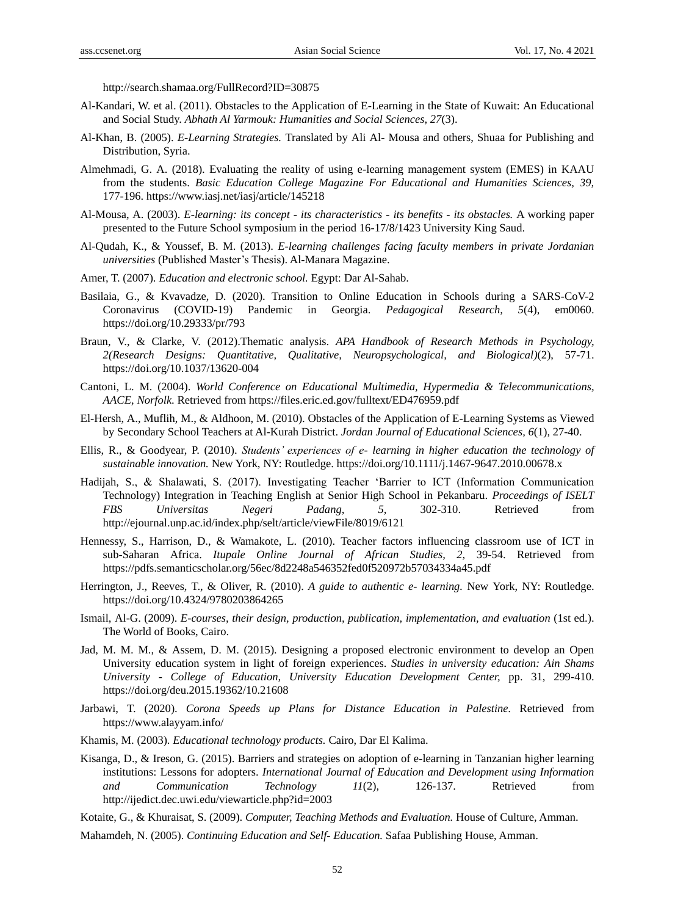http://search.shamaa.org/FullRecord?ID=30875

Al-Kandari, W. et al. (2011). Obstacles to the Application of E-Learning in the State of Kuwait: An Educational and Social Study. *Abhath Al Yarmouk: Humanities and Social Sciences, 27*(3).

Al-Khan, B. (2005). *E-Learning Strategies.* Translated by Ali Al- Mousa and others, Shuaa for Publishing and Distribution, Syria.

Almehmadi, G. A. (2018). Evaluating the reality of using e-learning management system (EMES) in KAAU from the students. *Basic Education College Magazine For Educational and Humanities Sciences, 39,* 177-196. https://www.iasj.net/iasj/article/145218

Al-Mousa, A. (2003). *E-learning: its concept - its characteristics - its benefits - its obstacles.* A working paper presented to the Future School symposium in the period 16-17/8/1423 University King Saud.

Al-Qudah, K., & Youssef, B. M. (2013). *E-learning challenges facing faculty members in private Jordanian universities* (Published Master's Thesis). Al-Manara Magazine.

Amer, T. (2007). *Education and electronic school.* Egypt: Dar Al-Sahab.

Basilaia, G., & Kvavadze, D. (2020). Transition to Online Education in Schools during a SARS-CoV-2 Coronavirus (COVID-19) Pandemic in Georgia. *Pedagogical Research, 5*(4), em0060. https://doi.org/10.29333/pr/793

Braun, V., & Clarke, V. (2012).Thematic analysis. *APA Handbook of Research Methods in Psychology, 2(Research Designs: Quantitative, Qualitative, Neuropsychological, and Biological)*(2), 57-71. https://doi.org/10.1037/13620-004

Cantoni, L. M. (2004). *World Conference on Educational Multimedia, Hypermedia & Telecommunications, AACE, Norfolk.* Retrieved from https://files.eric.ed.gov/fulltext/ED476959.pdf

El-Hersh, A., Muflih, M., & Aldhoon, M. (2010). Obstacles of the Application of E-Learning Systems as Viewed by Secondary School Teachers at Al-Kurah District. *Jordan Journal of Educational Sciences, 6*(1), 27-40.

Ellis, R., & Goodyear, P. (2010). *Students' experiences of e- learning in higher education the technology of sustainable innovation.* New York, NY: Routledge. https://doi.org/10.1111/j.1467-9647.2010.00678.x

Hadijah, S., & Shalawati, S. (2017). Investigating Teacher 'Barrier to ICT (Information Communication Technology) Integration in Teaching English at Senior High School in Pekanbaru. *Proceedings of ISELT FBS Universitas Negeri Padang, 5,* 302-310. Retrieved from http://ejournal.unp.ac.id/index.php/selt/article/viewFile/8019/6121

Hennessy, S., Harrison, D., & Wamakote, L. (2010). Teacher factors influencing classroom use of ICT in sub-Saharan Africa. *Itupale Online Journal of African Studies, 2,* 39-54. Retrieved from https://pdfs.semanticscholar.org/56ec/8d2248a546352fed0f520972b57034334a45.pdf

Herrington, J., Reeves, T., & Oliver, R. (2010). *A guide to authentic e- learning.* New York, NY: Routledge. https://doi.org/10.4324/9780203864265

Ismail, Al-G. (2009). *E-courses, their design, production, publication, implementation, and evaluation* (1st ed.). The World of Books, Cairo.

Jad, M. M. M., & Assem, D. M. (2015). Designing a proposed electronic environment to develop an Open University education system in light of foreign experiences. *Studies in university education: Ain Shams University - College of Education, University Education Development Center,* pp. 31, 299-410. https://doi.org/deu.2015.19362/10.21608

Jarbawi, T. (2020). *Corona Speeds up Plans for Distance Education in Palestine*. Retrieved from https://www.alayyam.info/

Khamis, M. (2003). *Educational technology products.* Cairo, Dar El Kalima.

Kisanga, D., & Ireson, G. (2015). Barriers and strategies on adoption of e-learning in Tanzanian higher learning institutions: Lessons for adopters. *International Journal of Education and Development using Information and Communication Technology 11*(2), 126-137. Retrieved from http://ijedict.dec.uwi.edu/viewarticle.php?id=2003

Kotaite, G., & Khuraisat, S. (2009). *Computer, Teaching Methods and Evaluation.* House of Culture, Amman.

Mahamdeh, N. (2005). *Continuing Education and Self- Education.* Safaa Publishing House, Amman.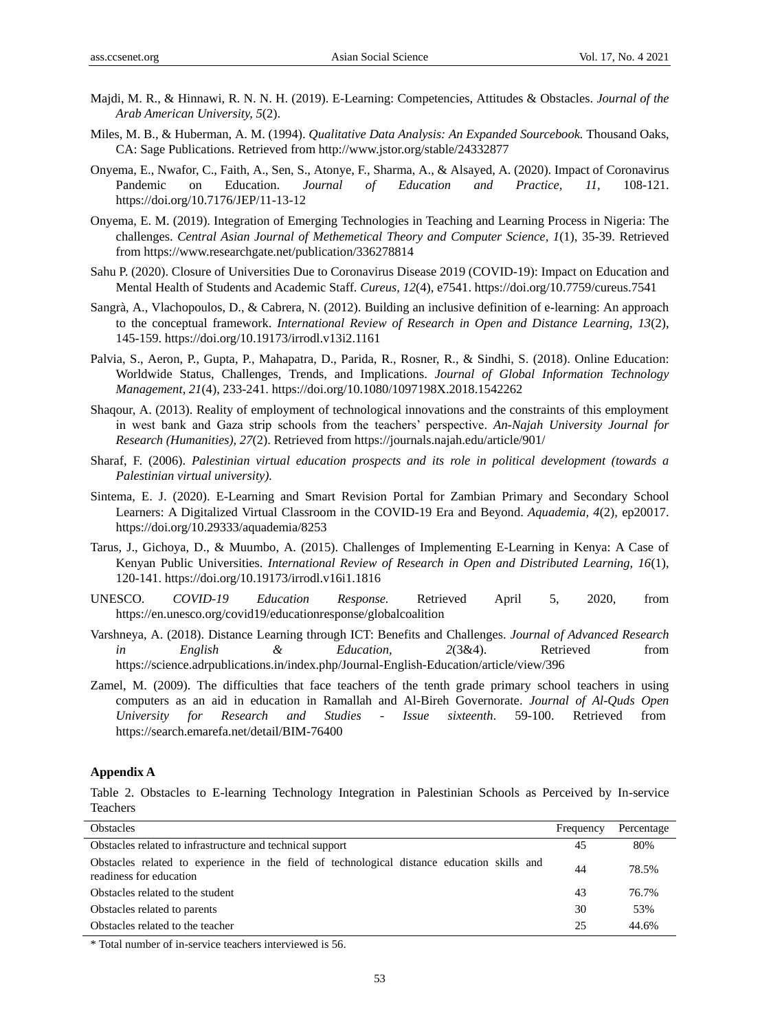Majdi, M. R., & Hinnawi, R. N. N. H. (2019). E-Learning: Competencies, Attitudes & Obstacles. *Journal of the Arab American University, 5*(2).

Miles, M. B., & Huberman, A. M. (1994). *Qualitative Data Analysis: An Expanded Sourcebook.* Thousand Oaks, CA: Sage Publications. Retrieved from http://www.jstor.org/stable/24332877

Onyema, E., Nwafor, C., Faith, A., Sen, S., Atonye, F., Sharma, A., & Alsayed, A. (2020). Impact of Coronavirus Pandemic on Education. *Journal of Education and Practice, 11*, 108-121. https://doi.org/10.7176/JEP/11-13-12

Onyema, E. M. (2019). Integration of Emerging Technologies in Teaching and Learning Process in Nigeria: The challenges. *Central Asian Journal of Methemetical Theory and Computer Science, 1*(1), 35-39. Retrieved from https://www.researchgate.net/publication/336278814

Sahu P. (2020). Closure of Universities Due to Coronavirus Disease 2019 (COVID-19): Impact on Education and Mental Health of Students and Academic Staff. *Cureus, 12*(4), e7541. https://doi.org/10.7759/cureus.7541

Sangrà, A., Vlachopoulos, D., & Cabrera, N. (2012). Building an inclusive definition of e-learning: An approach to the conceptual framework. *International Review of Research in Open and Distance Learning, 13*(2), 145-159. https://doi.org/10.19173/irrodl.v13i2.1161

Palvia, S., Aeron, P., Gupta, P., Mahapatra, D., Parida, R., Rosner, R., & Sindhi, S. (2018). Online Education: Worldwide Status, Challenges, Trends, and Implications. *Journal of Global Information Technology Management, 21*(4), 233-241. https://doi.org/10.1080/1097198X.2018.1542262

Shaqour, A. (2013). Reality of employment of technological innovations and the constraints of this employment in west bank and Gaza strip schools from the teachers' perspective. *An-Najah University Journal for Research (Humanities), 27*(2). Retrieved from https://journals.najah.edu/article/901/

Sharaf, F. (2006). *Palestinian virtual education prospects and its role in political development (towards a Palestinian virtual university).*

Sintema, E. J. (2020). E-Learning and Smart Revision Portal for Zambian Primary and Secondary School Learners: A Digitalized Virtual Classroom in the COVID-19 Era and Beyond. *Aquademia, 4*(2), ep20017. https://doi.org/10.29333/aquademia/8253

Tarus, J., Gichoya, D., & Muumbo, A. (2015). Challenges of Implementing E-Learning in Kenya: A Case of Kenyan Public Universities. *International Review of Research in Open and Distributed Learning, 16*(1), 120-141. https://doi.org/10.19173/irrodl.v16i1.1816

UNESCO. *COVID-19 Education Response.* Retrieved April 5, 2020, from https://en.unesco.org/covid19/educationresponse/globalcoalition

Varshneya, A. (2018). Distance Learning through ICT: Benefits and Challenges. *Journal of Advanced Research in English & Education, 2*(3&4). Retrieved from https://science.adrpublications.in/index.php/Journal-English-Education/article/view/396

Zamel, M. (2009). The difficulties that face teachers of the tenth grade primary school teachers in using computers as an aid in education in Ramallah and Al-Bireh Governorate. *Journal of Al-Quds Open University for Research and Studies - Issue sixteenth.* 59-100. Retrieved from https://search.emarefa.net/detail/BIM-76400

### Appendix A

Table 2. Obstacles to E-learning Technology Integration in Palestinian Schools as Perceived by In-service Teachers

| Obstacles | Frequency | Percentage |
|---|---|---|
| Obstacles related to infrastructure and technical support | 45 | 80% |
| Obstacles related to experience in the field of technological distance education skills and readiness for education | 44 | 78.5% |
| Obstacles related to the student | 43 | 76.7% |
| Obstacles related to parents | 30 | 53% |
| Obstacles related to the teacher | 25 | 44.6% |

\* Total number of in-service teachers interviewed is 56.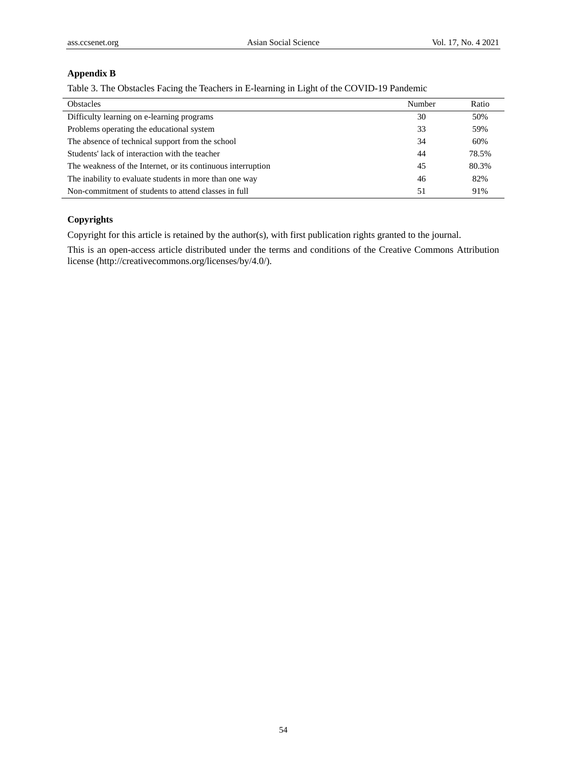## Appendix B

Table 3. The Obstacles Facing the Teachers in E-learning in Light of the COVID-19 Pandemic

| Obstacles | Number | Ratio |
|---|---|---|
| Difficulty learning on e-learning programs | 30 | 50% |
| Problems operating the educational system | 33 | 59% |
| The absence of technical support from the school | 34 | 60% |
| Students' lack of interaction with the teacher | 44 | 78.5% |
| The weakness of the Internet, or its continuous interruption | 45 | 80.3% |
| The inability to evaluate students in more than one way | 46 | 82% |
| Non-commitment of students to attend classes in full | 51 | 91% |

## Copyrights

Copyright for this article is retained by the author(s), with first publication rights granted to the journal.

This is an open-access article distributed under the terms and conditions of the Creative Commons Attribution license (http://creativecommons.org/licenses/by/4.0/).